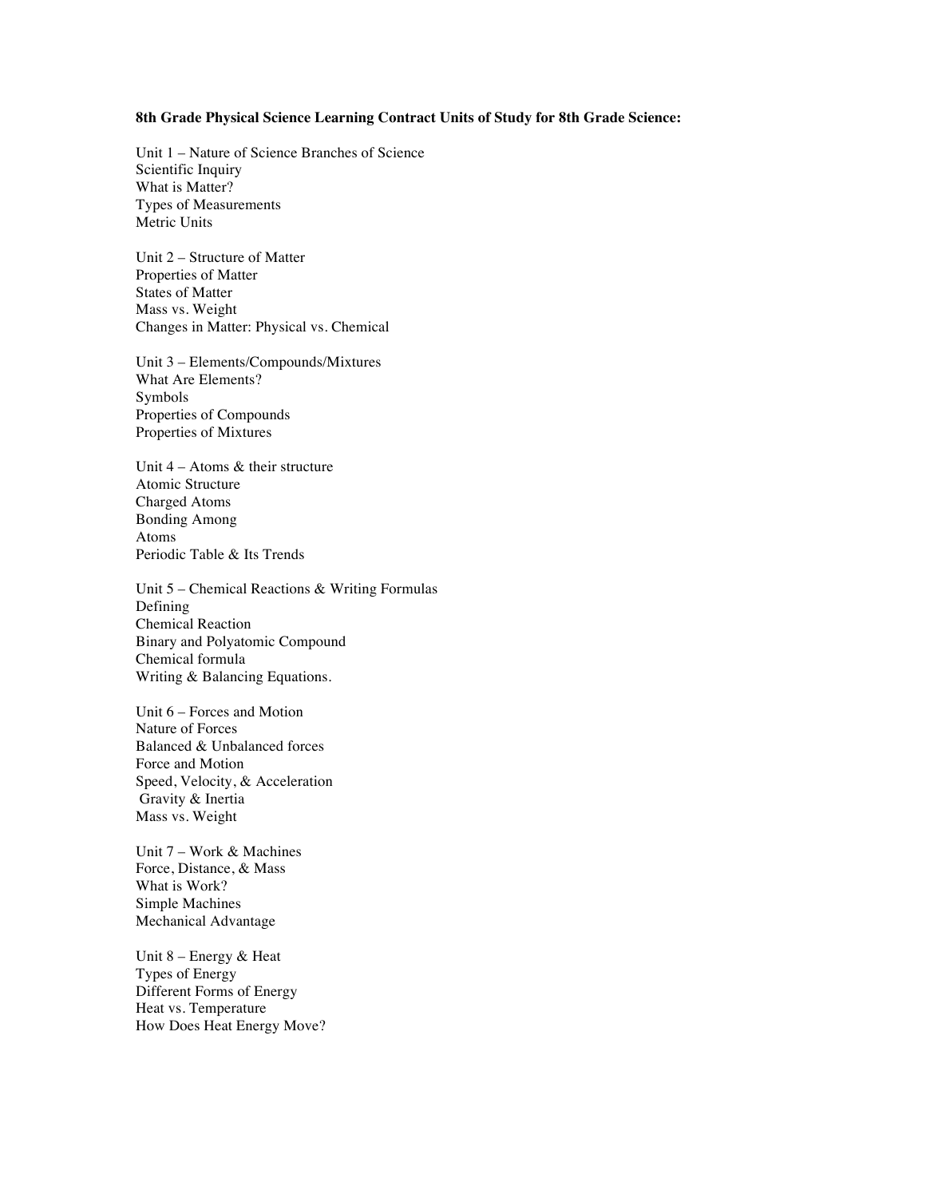**8th Grade Physical Science Learning Contract Units of Study for 8th Grade Science:**

Unit 1 – Nature of Science Branches of Science
Scientific Inquiry
What is Matter?
Types of Measurements
Metric Units

Unit 2 – Structure of Matter
Properties of Matter
States of Matter
Mass vs. Weight
Changes in Matter: Physical vs. Chemical

Unit 3 – Elements/Compounds/Mixtures
What Are Elements?
Symbols
Properties of Compounds
Properties of Mixtures

Unit 4 – Atoms & their structure
Atomic Structure
Charged Atoms
Bonding Among
Atoms
Periodic Table & Its Trends

Unit 5 – Chemical Reactions & Writing Formulas
Defining
Chemical Reaction
Binary and Polyatomic Compound
Chemical formula
Writing & Balancing Equations.

Unit 6 – Forces and Motion
Nature of Forces
Balanced & Unbalanced forces
Force and Motion
Speed, Velocity, & Acceleration
Gravity & Inertia
Mass vs. Weight

Unit 7 – Work & Machines
Force, Distance, & Mass
What is Work?
Simple Machines
Mechanical Advantage

Unit 8 – Energy & Heat
Types of Energy
Different Forms of Energy
Heat vs. Temperature
How Does Heat Energy Move?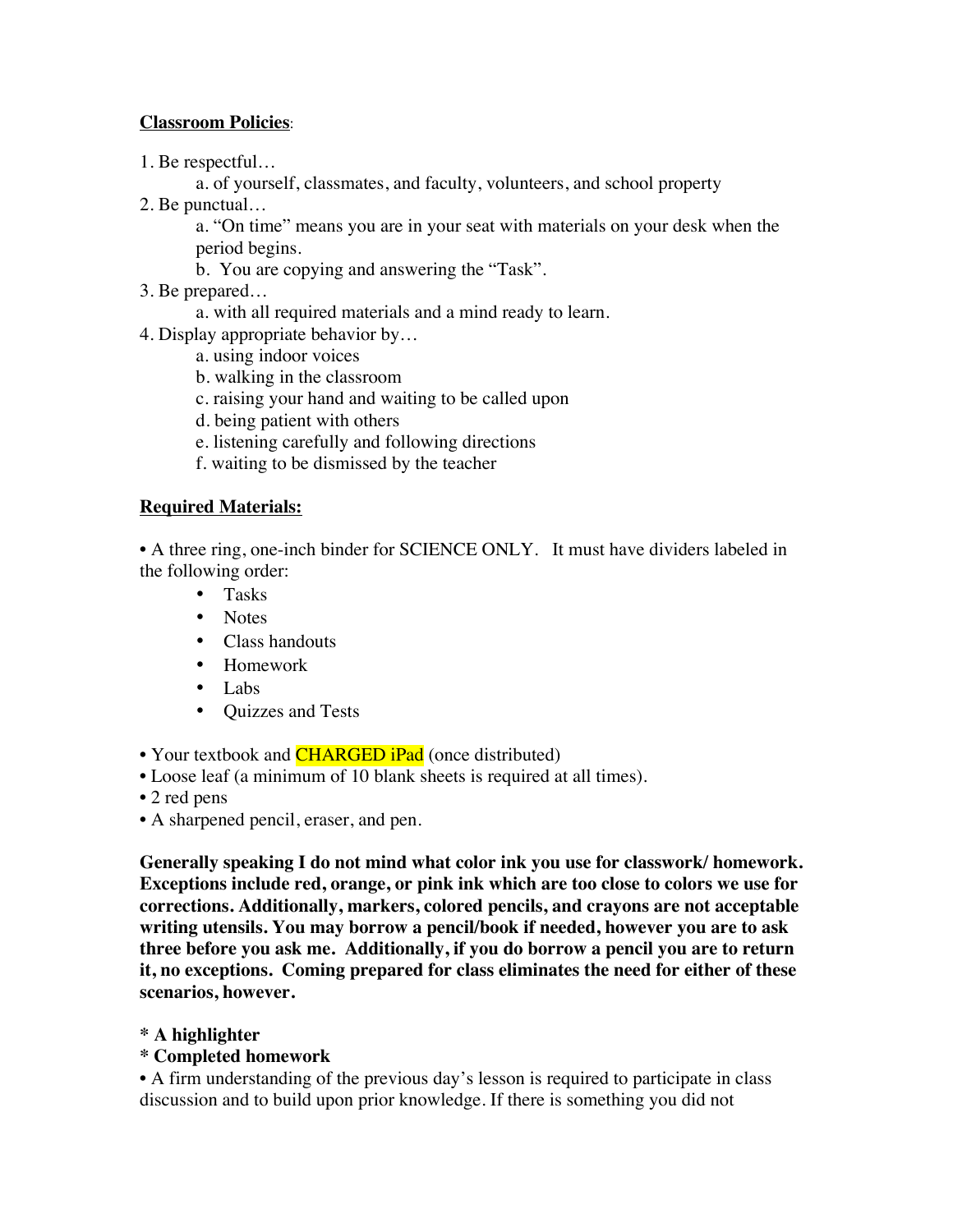**<u>Classroom Policies</u>**:

1. Be respectful…
    a. of yourself, classmates, and faculty, volunteers, and school property
2. Be punctual…
    a. "On time" means you are in your seat with materials on your desk when the period begins.
    b. You are copying and answering the "Task".
3. Be prepared…
    a. with all required materials and a mind ready to learn.
4. Display appropriate behavior by…
    a. using indoor voices
    b. walking in the classroom
    c. raising your hand and waiting to be called upon
    d. being patient with others
    e. listening carefully and following directions
    f. waiting to be dismissed by the teacher

**<u>Required Materials:</u>**

• A three ring, one-inch binder for SCIENCE ONLY. It must have dividers labeled in the following order:

- Tasks
- Notes
- Class handouts
- Homework
- Labs
- Quizzes and Tests

• Your textbook and CHARGED iPad (once distributed)
• Loose leaf (a minimum of 10 blank sheets is required at all times).
• 2 red pens
• A sharpened pencil, eraser, and pen.

**Generally speaking I do not mind what color ink you use for classwork/ homework. Exceptions include red, orange, or pink ink which are too close to colors we use for corrections. Additionally, markers, colored pencils, and crayons are not acceptable writing utensils. You may borrow a pencil/book if needed, however you are to ask three before you ask me. Additionally, if you do borrow a pencil you are to return it, no exceptions. Coming prepared for class eliminates the need for either of these scenarios, however.**

**\* A highlighter**
**\* Completed homework**
• A firm understanding of the previous day's lesson is required to participate in class discussion and to build upon prior knowledge. If there is something you did not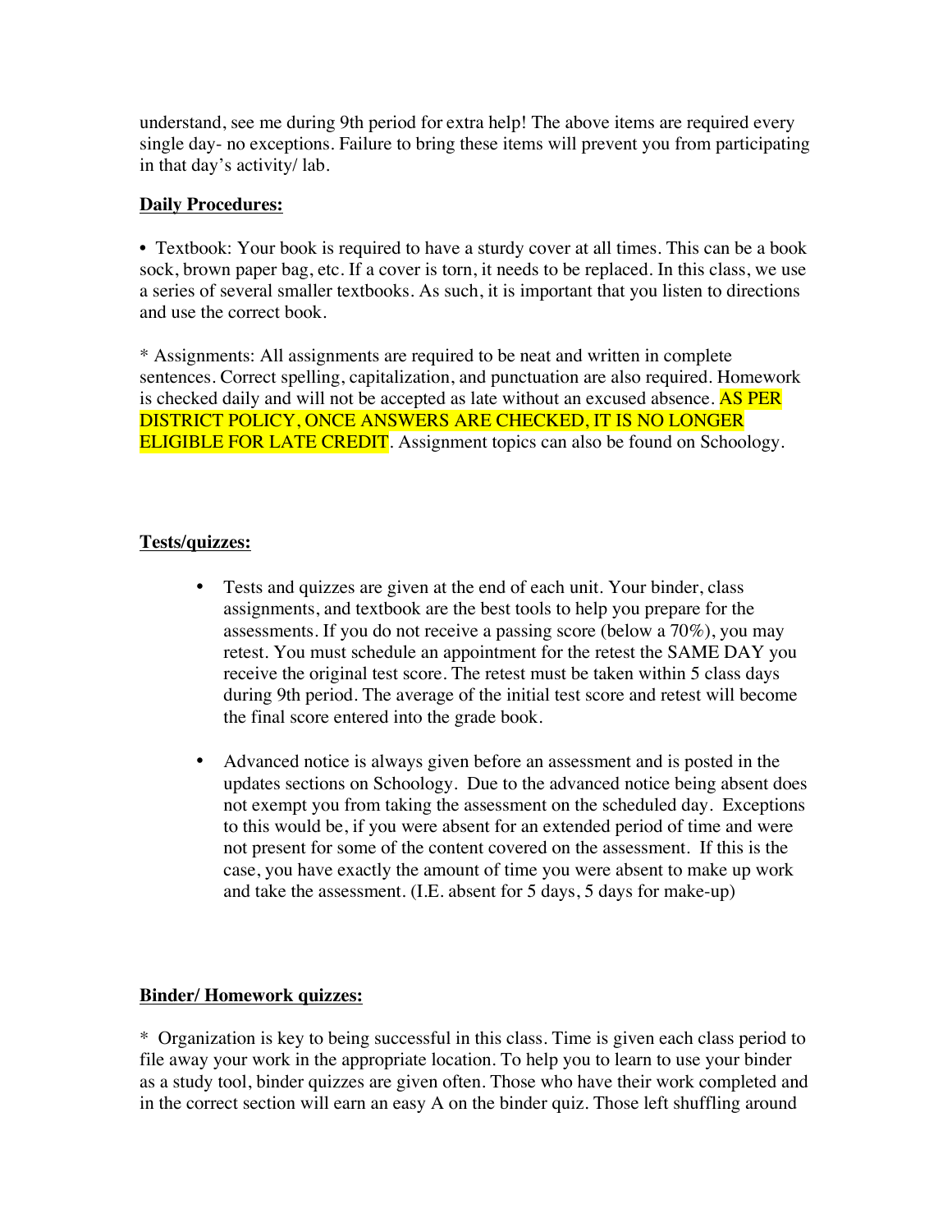understand, see me during 9th period for extra help! The above items are required every single day- no exceptions. Failure to bring these items will prevent you from participating in that day's activity/ lab.

**Daily Procedures:**

• Textbook: Your book is required to have a sturdy cover at all times. This can be a book sock, brown paper bag, etc. If a cover is torn, it needs to be replaced. In this class, we use a series of several smaller textbooks. As such, it is important that you listen to directions and use the correct book.

* Assignments: All assignments are required to be neat and written in complete sentences. Correct spelling, capitalization, and punctuation are also required. Homework is checked daily and will not be accepted as late without an excused absence. AS PER DISTRICT POLICY, ONCE ANSWERS ARE CHECKED, IT IS NO LONGER ELIGIBLE FOR LATE CREDIT. Assignment topics can also be found on Schoology.

**Tests/quizzes:**

- Tests and quizzes are given at the end of each unit. Your binder, class assignments, and textbook are the best tools to help you prepare for the assessments. If you do not receive a passing score (below a 70%), you may retest. You must schedule an appointment for the retest the SAME DAY you receive the original test score. The retest must be taken within 5 class days during 9th period. The average of the initial test score and retest will become the final score entered into the grade book.

- Advanced notice is always given before an assessment and is posted in the updates sections on Schoology. Due to the advanced notice being absent does not exempt you from taking the assessment on the scheduled day. Exceptions to this would be, if you were absent for an extended period of time and were not present for some of the content covered on the assessment. If this is the case, you have exactly the amount of time you were absent to make up work and take the assessment. (I.E. absent for 5 days, 5 days for make-up)

**Binder/ Homework quizzes:**

* Organization is key to being successful in this class. Time is given each class period to file away your work in the appropriate location. To help you to learn to use your binder as a study tool, binder quizzes are given often. Those who have their work completed and in the correct section will earn an easy A on the binder quiz. Those left shuffling around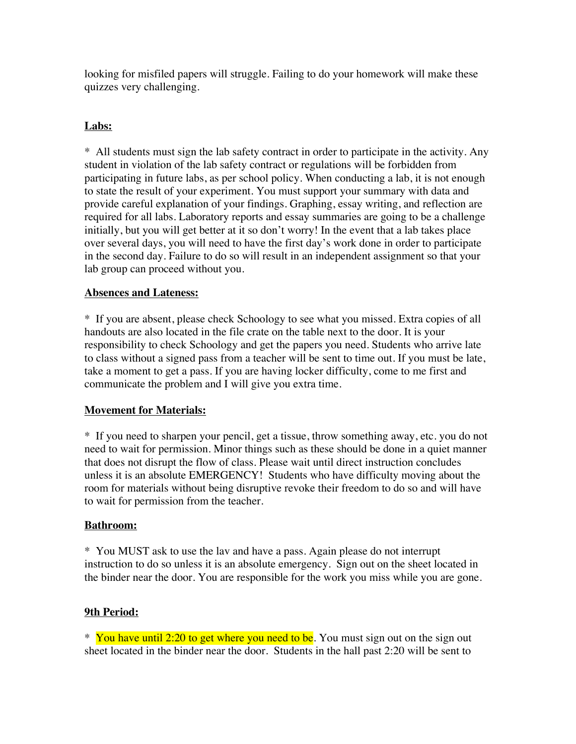looking for misfiled papers will struggle. Failing to do your homework will make these quizzes very challenging.

**Labs:**

* All students must sign the lab safety contract in order to participate in the activity. Any student in violation of the lab safety contract or regulations will be forbidden from participating in future labs, as per school policy. When conducting a lab, it is not enough to state the result of your experiment. You must support your summary with data and provide careful explanation of your findings. Graphing, essay writing, and reflection are required for all labs. Laboratory reports and essay summaries are going to be a challenge initially, but you will get better at it so don't worry! In the event that a lab takes place over several days, you will need to have the first day's work done in order to participate in the second day. Failure to do so will result in an independent assignment so that your lab group can proceed without you.

**Absences and Lateness:**

* If you are absent, please check Schoology to see what you missed. Extra copies of all handouts are also located in the file crate on the table next to the door. It is your responsibility to check Schoology and get the papers you need. Students who arrive late to class without a signed pass from a teacher will be sent to time out. If you must be late, take a moment to get a pass. If you are having locker difficulty, come to me first and communicate the problem and I will give you extra time.

**Movement for Materials:**

* If you need to sharpen your pencil, get a tissue, throw something away, etc. you do not need to wait for permission. Minor things such as these should be done in a quiet manner that does not disrupt the flow of class. Please wait until direct instruction concludes unless it is an absolute EMERGENCY! Students who have difficulty moving about the room for materials without being disruptive revoke their freedom to do so and will have to wait for permission from the teacher.

**Bathroom:**

* You MUST ask to use the lav and have a pass. Again please do not interrupt instruction to do so unless it is an absolute emergency. Sign out on the sheet located in the binder near the door. You are responsible for the work you miss while you are gone.

**9th Period:**

* You have until 2:20 to get where you need to be. You must sign out on the sign out sheet located in the binder near the door. Students in the hall past 2:20 will be sent to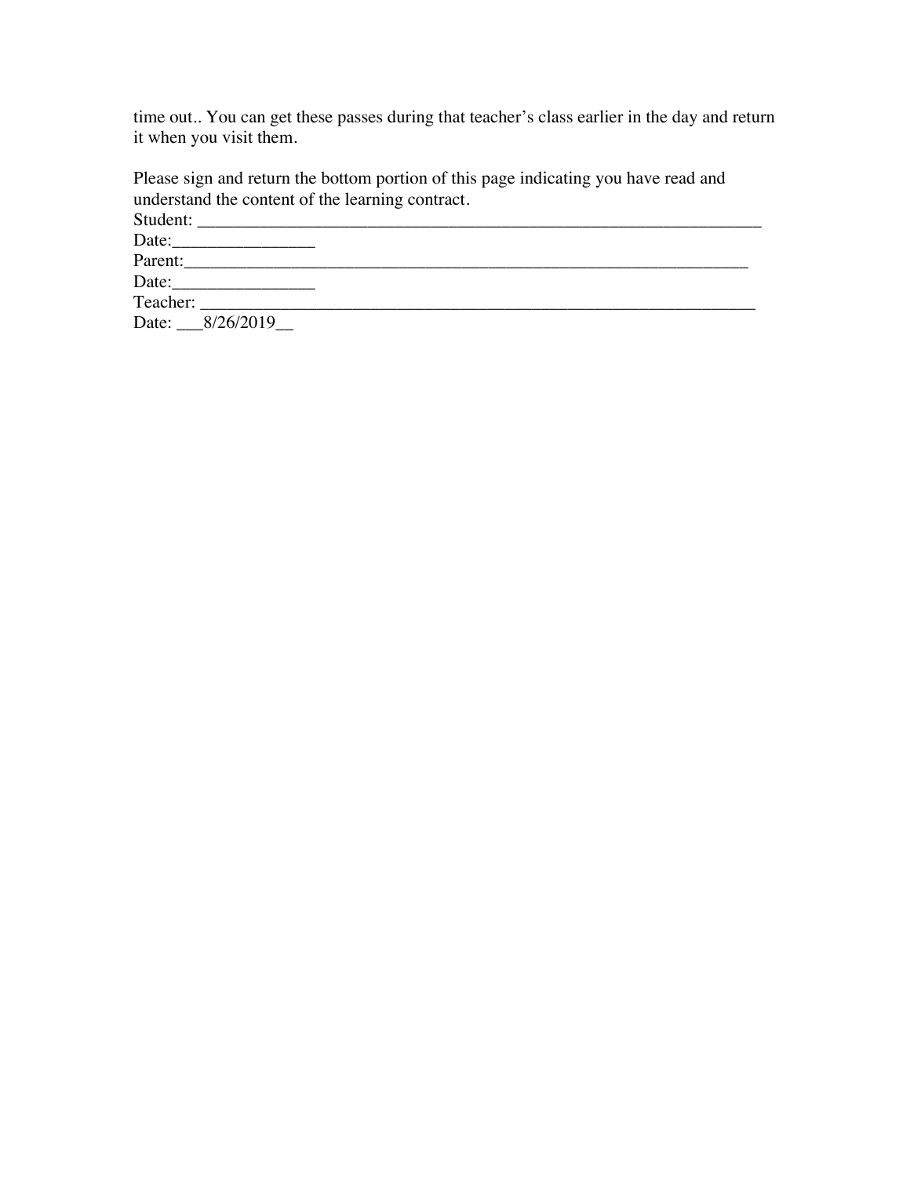time out.. You can get these passes during that teacher's class earlier in the day and return it when you visit them.

Please sign and return the bottom portion of this page indicating you have read and understand the content of the learning contract.
Student: ___________________________________________________________________
Date:________________
Parent:_____________________________________________________________________
Date:________________
Teacher: ___________________________________________________________________
Date: ___8/26/2019__